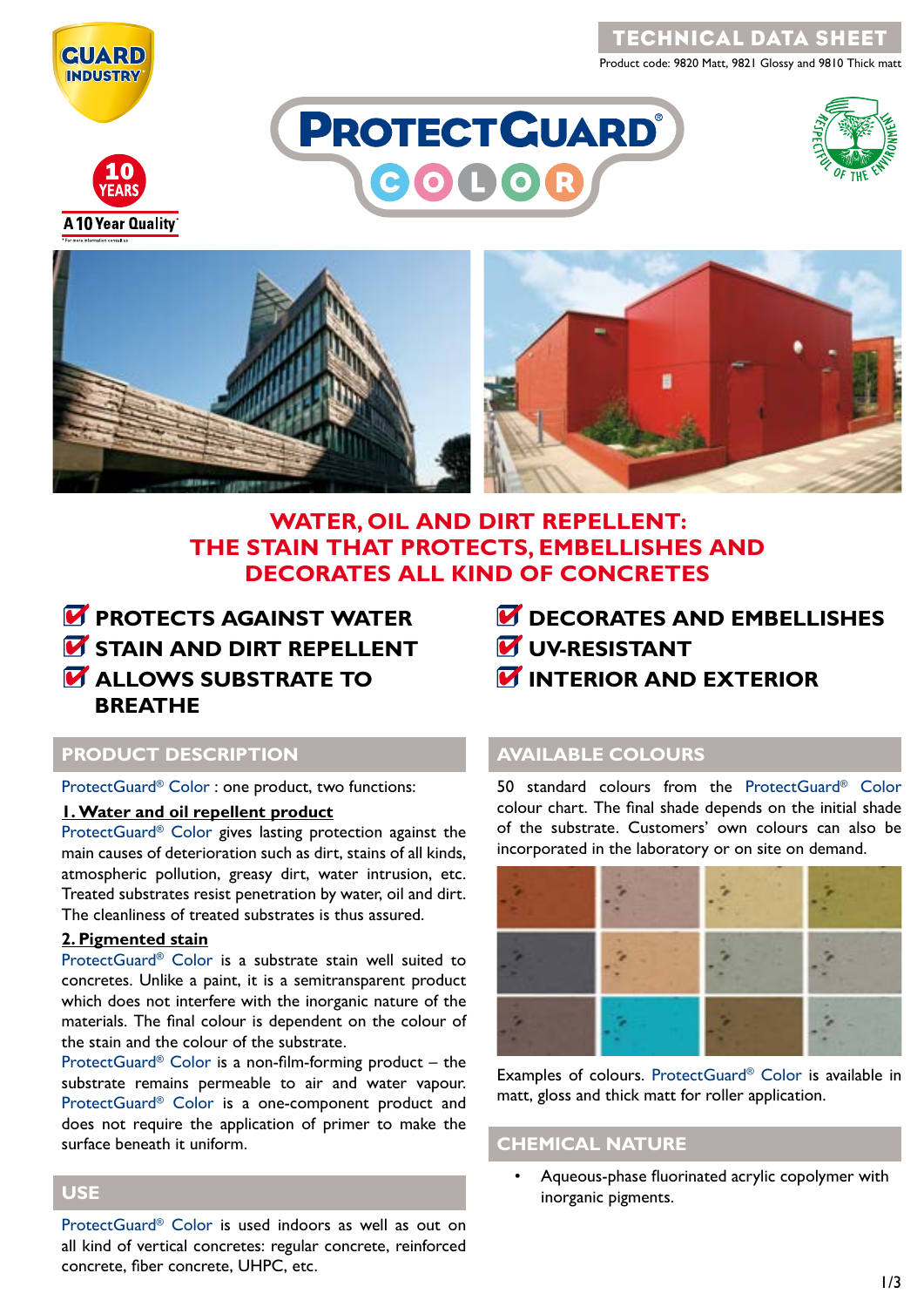TECHNICAL DATA SHEET

Product code: 9820 Matt, 9821 Glossy and 9810 Thick matt

# PROTECTGUARD® COLOR

10 YEARS – A 10 Year Quality

## WATER, OIL AND DIRT REPELLENT: THE STAIN THAT PROTECTS, EMBELLISHES AND DECORATES ALL KIND OF CONCRETES

- ☑ PROTECTS AGAINST WATER
- ☑ STAIN AND DIRT REPELLENT
- ☑ ALLOWS SUBSTRATE TO BREATHE
- ☑ DECORATES AND EMBELLISHES
- ☑ UV-RESISTANT
- ☑ INTERIOR AND EXTERIOR

## PRODUCT DESCRIPTION

ProtectGuard® Color : one product, two functions:

**1. Water and oil repellent product**

ProtectGuard® Color gives lasting protection against the main causes of deterioration such as dirt, stains of all kinds, atmospheric pollution, greasy dirt, water intrusion, etc. Treated substrates resist penetration by water, oil and dirt. The cleanliness of treated substrates is thus assured.

**2. Pigmented stain**

ProtectGuard® Color is a substrate stain well suited to concretes. Unlike a paint, it is a semitransparent product which does not interfere with the inorganic nature of the materials. The final colour is dependent on the colour of the stain and the colour of the substrate.

ProtectGuard® Color is a non-film-forming product – the substrate remains permeable to air and water vapour. ProtectGuard® Color is a one-component product and does not require the application of primer to make the surface beneath it uniform.

## USE

ProtectGuard® Color is used indoors as well as out on all kind of vertical concretes: regular concrete, reinforced concrete, fiber concrete, UHPC, etc.

## AVAILABLE COLOURS

50 standard colours from the ProtectGuard® Color colour chart. The final shade depends on the initial shade of the substrate. Customers' own colours can also be incorporated in the laboratory or on site on demand.

Examples of colours. ProtectGuard® Color is available in matt, gloss and thick matt for roller application.

## CHEMICAL NATURE

- Aqueous-phase fluorinated acrylic copolymer with inorganic pigments.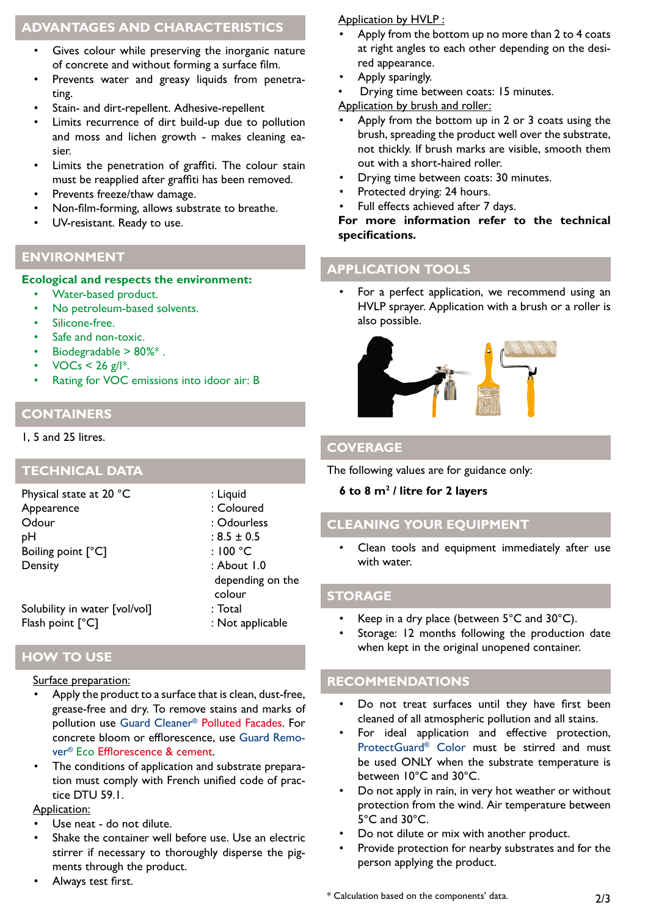## ADVANTAGES AND CHARACTERISTICS

- Gives colour while preserving the inorganic nature of concrete and without forming a surface film.
- Prevents water and greasy liquids from penetrating.
- Stain- and dirt-repellent. Adhesive-repellent
- Limits recurrence of dirt build-up due to pollution and moss and lichen growth - makes cleaning easier.
- Limits the penetration of graffiti. The colour stain must be reapplied after graffiti has been removed.
- Prevents freeze/thaw damage.
- Non-film-forming, allows substrate to breathe.
- UV-resistant. Ready to use.

## ENVIRONMENT

**Ecological and respects the environment:**

- Water-based product.
- No petroleum-based solvents.
- Silicone-free.
- Safe and non-toxic.
- Biodegradable > 80%* .
- VOCs < 26 g/l*.
- Rating for VOC emissions into idoor air: B

## CONTAINERS

1, 5 and 25 litres.

## TECHNICAL DATA

| | |
|---|---|
| Physical state at 20 °C | : Liquid |
| Appearence | : Coloured |
| Odour | : Odourless |
| pH | : 8.5 ± 0.5 |
| Boiling point [°C] | : 100 °C |
| Density | : About 1.0 depending on the colour |
| Solubility in water [vol/vol] | : Total |
| Flash point [°C] | : Not applicable |

## HOW TO USE

Surface preparation:

- Apply the product to a surface that is clean, dust-free, grease-free and dry. To remove stains and marks of pollution use Guard Cleaner® Polluted Facades. For concrete bloom or efflorescence, use Guard Remover® Eco Efflorescence & cement.
- The conditions of application and substrate preparation must comply with French unified code of practice DTU 59.1.

Application:

- Use neat - do not dilute.
- Shake the container well before use. Use an electric stirrer if necessary to thoroughly disperse the pigments through the product.
- Always test first.

Application by HVLP :

- Apply from the bottom up no more than 2 to 4 coats at right angles to each other depending on the desired appearance.
- Apply sparingly.
- Drying time between coats: 15 minutes.

Application by brush and roller:

- Apply from the bottom up in 2 or 3 coats using the brush, spreading the product well over the substrate, not thickly. If brush marks are visible, smooth them out with a short-haired roller.
- Drying time between coats: 30 minutes.
- Protected drying: 24 hours.
- Full effects achieved after 7 days.

**For more information refer to the technical specifications.**

## APPLICATION TOOLS

- For a perfect application, we recommend using an HVLP sprayer. Application with a brush or a roller is also possible.

## COVERAGE

The following values are for guidance only:

**6 to 8 m² / litre for 2 layers**

## CLEANING YOUR EQUIPMENT

- Clean tools and equipment immediately after use with water.

## STORAGE

- Keep in a dry place (between 5°C and 30°C).
- Storage: 12 months following the production date when kept in the original unopened container.

## RECOMMENDATIONS

- Do not treat surfaces until they have first been cleaned of all atmospheric pollution and all stains.
- For ideal application and effective protection, ProtectGuard® Color must be stirred and must be used ONLY when the substrate temperature is between 10°C and 30°C.
- Do not apply in rain, in very hot weather or without protection from the wind. Air temperature between 5°C and 30°C.
- Do not dilute or mix with another product.
- Provide protection for nearby substrates and for the person applying the product.

\* Calculation based on the components' data.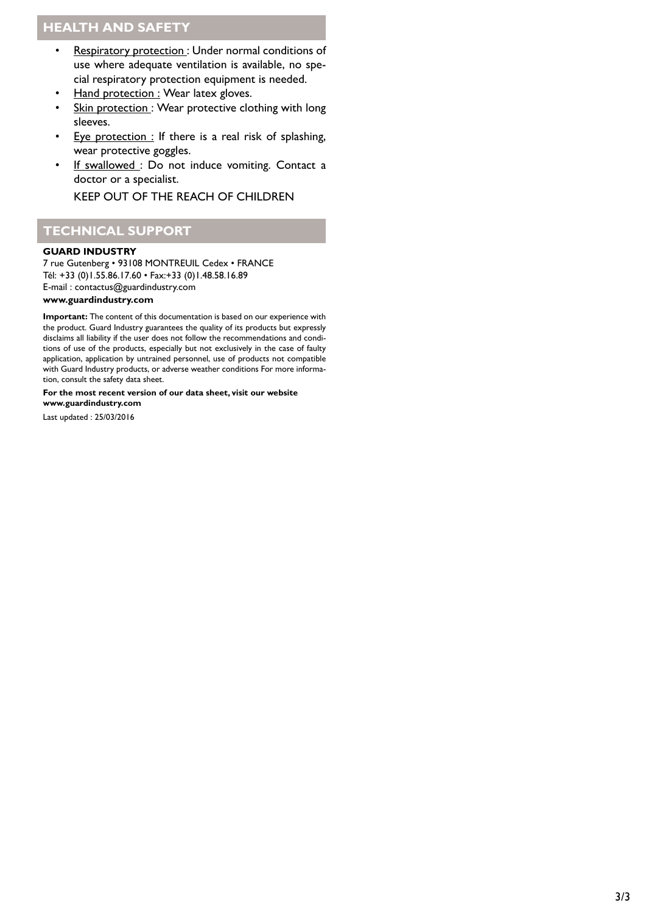## HEALTH AND SAFETY

- Respiratory protection : Under normal conditions of use where adequate ventilation is available, no special respiratory protection equipment is needed.
- Hand protection : Wear latex gloves.
- Skin protection : Wear protective clothing with long sleeves.
- Eye protection : If there is a real risk of splashing, wear protective goggles.
- If swallowed : Do not induce vomiting. Contact a doctor or a specialist.

KEEP OUT OF THE REACH OF CHILDREN

## TECHNICAL SUPPORT

**GUARD INDUSTRY**
7 rue Gutenberg • 93108 MONTREUIL Cedex • FRANCE
Tél: +33 (0)1.55.86.17.60 • Fax:+33 (0)1.48.58.16.89
E-mail : contactus@guardindustry.com
**www.guardindustry.com**

**Important:** The content of this documentation is based on our experience with the product. Guard Industry guarantees the quality of its products but expressly disclaims all liability if the user does not follow the recommendations and conditions of use of the products, especially but not exclusively in the case of faulty application, application by untrained personnel, use of products not compatible with Guard Industry products, or adverse weather conditions For more information, consult the safety data sheet.

**For the most recent version of our data sheet, visit our website www.guardindustry.com**

Last updated : 25/03/2016